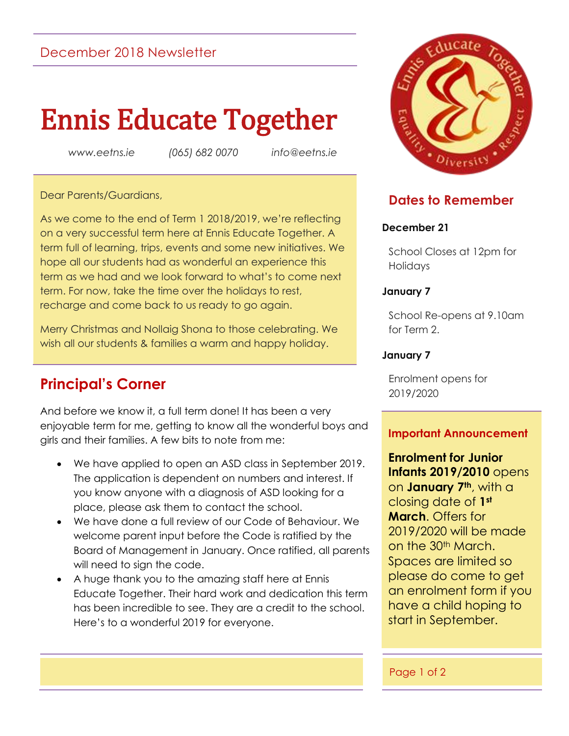December 2018 Newsletter

# Ennis Educate Together

*www.eetns.ie* *(065) 682 0070* *info@eetns.ie*

Dear Parents/Guardians,

As we come to the end of Term 1 2018/2019, we're reflecting on a very successful term here at Ennis Educate Together. A term full of learning, trips, events and some new initiatives. We hope all our students had as wonderful an experience this term as we had and we look forward to what's to come next term. For now, take the time over the holidays to rest, recharge and come back to us ready to go again.

Merry Christmas and Nollaig Shona to those celebrating. We wish all our students & families a warm and happy holiday.

## Principal's Corner

And before we know it, a full term done! It has been a very enjoyable term for me, getting to know all the wonderful boys and girls and their families. A few bits to note from me:

- We have applied to open an ASD class in September 2019. The application is dependent on numbers and interest. If you know anyone with a diagnosis of ASD looking for a place, please ask them to contact the school.
- We have done a full review of our Code of Behaviour. We welcome parent input before the Code is ratified by the Board of Management in January. Once ratified, all parents will need to sign the code.
- A huge thank you to the amazing staff here at Ennis Educate Together. Their hard work and dedication this term has been incredible to see. They are a credit to the school. Here's to a wonderful 2019 for everyone.

## Dates to Remember

**December 21**

School Closes at 12pm for Holidays

**January 7**

School Re-opens at 9.10am for Term 2.

**January 7**

Enrolment opens for 2019/2020

### Important Announcement

**Enrolment for Junior Infants 2019/2010** opens on **January 7th**, with a closing date of **1st March**. Offers for 2019/2020 will be made on the 30th March. Spaces are limited so please do come to get an enrolment form if you have a child hoping to start in September.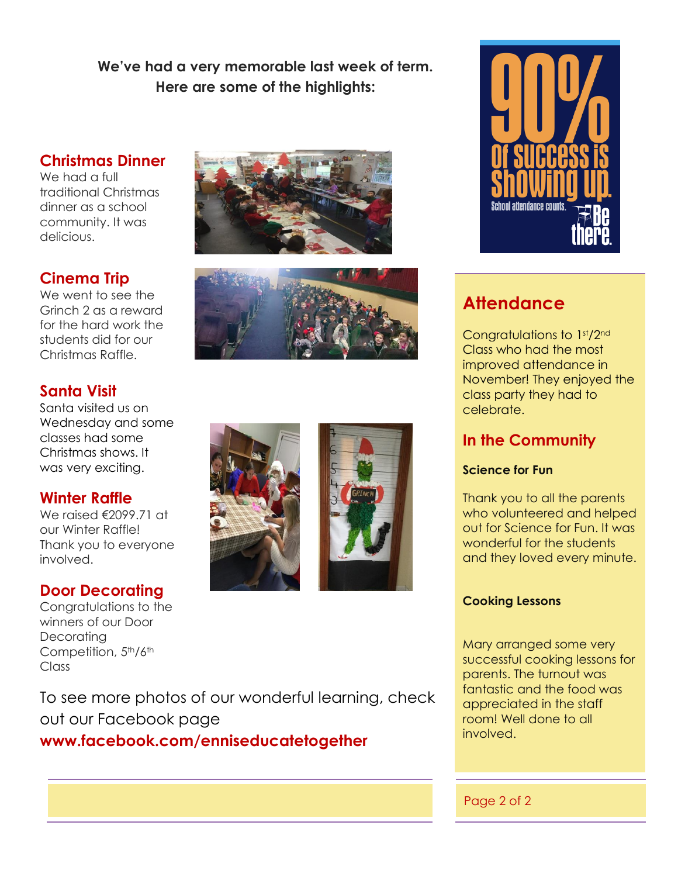**We've had a very memorable last week of term. Here are some of the highlights:**

## Christmas Dinner

We had a full traditional Christmas dinner as a school community. It was delicious.

## Cinema Trip

We went to see the Grinch 2 as a reward for the hard work the students did for our Christmas Raffle.

## Santa Visit

Santa visited us on Wednesday and some classes had some Christmas shows. It was very exciting.

## Winter Raffle

We raised €2099.71 at our Winter Raffle! Thank you to everyone involved.

## Door Decorating

Congratulations to the winners of our Door Decorating Competition, 5th/6th Class

To see more photos of our wonderful learning, check out our Facebook page **www.facebook.com/enniseducatetogether**

90% of success is showing up. School attendance counts. Be there.

## Attendance

Congratulations to 1st/2nd Class who had the most improved attendance in November! They enjoyed the class party they had to celebrate.

## In the Community

**Science for Fun**

Thank you to all the parents who volunteered and helped out for Science for Fun. It was wonderful for the students and they loved every minute.

**Cooking Lessons**

Mary arranged some very successful cooking lessons for parents. The turnout was fantastic and the food was appreciated in the staff room! Well done to all involved.